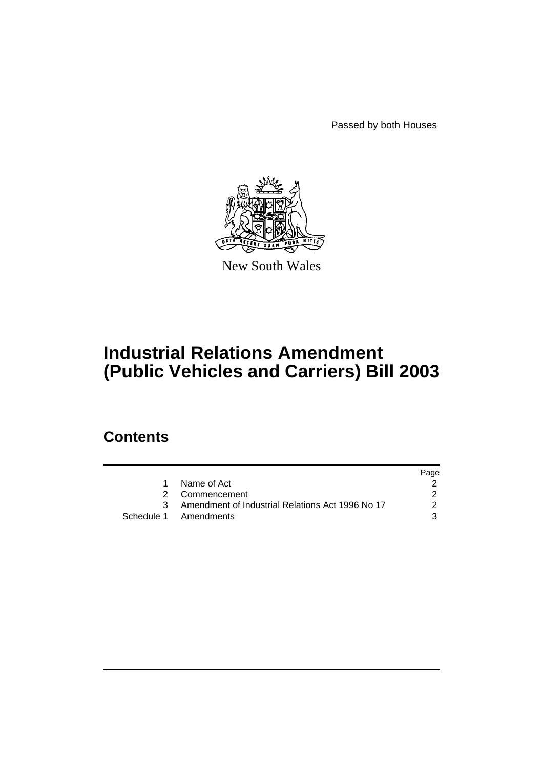Passed by both Houses

New South Wales

# Industrial Relations Amendment (Public Vehicles and Carriers) Bill 2003

## Contents

| | | Page |
|---|---|---|
| 1 | Name of Act | 2 |
| 2 | Commencement | 2 |
| 3 | Amendment of Industrial Relations Act 1996 No 17 | 2 |
| Schedule 1 | Amendments | 3 |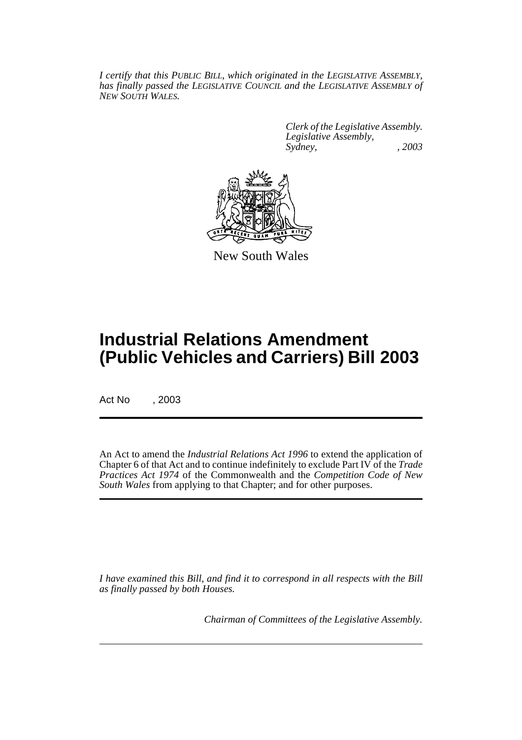*I certify that this PUBLIC BILL, which originated in the LEGISLATIVE ASSEMBLY, has finally passed the LEGISLATIVE COUNCIL and the LEGISLATIVE ASSEMBLY of NEW SOUTH WALES.*

*Clerk of the Legislative Assembly.*
*Legislative Assembly,*
*Sydney, , 2003*

New South Wales

# Industrial Relations Amendment (Public Vehicles and Carriers) Bill 2003

Act No , 2003

An Act to amend the *Industrial Relations Act 1996* to extend the application of Chapter 6 of that Act and to continue indefinitely to exclude Part IV of the *Trade Practices Act 1974* of the Commonwealth and the *Competition Code of New South Wales* from applying to that Chapter; and for other purposes.

*I have examined this Bill, and find it to correspond in all respects with the Bill as finally passed by both Houses.*

*Chairman of Committees of the Legislative Assembly.*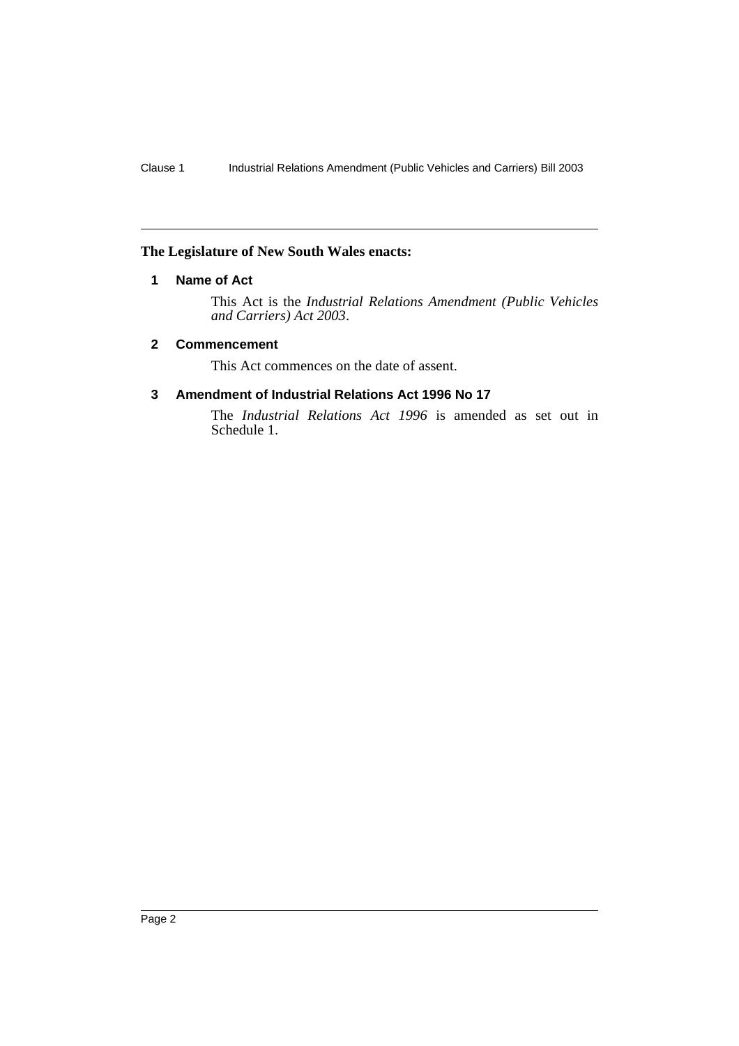**The Legislature of New South Wales enacts:**

### 1 Name of Act

This Act is the *Industrial Relations Amendment (Public Vehicles and Carriers) Act 2003*.

### 2 Commencement

This Act commences on the date of assent.

### 3 Amendment of Industrial Relations Act 1996 No 17

The *Industrial Relations Act 1996* is amended as set out in Schedule 1.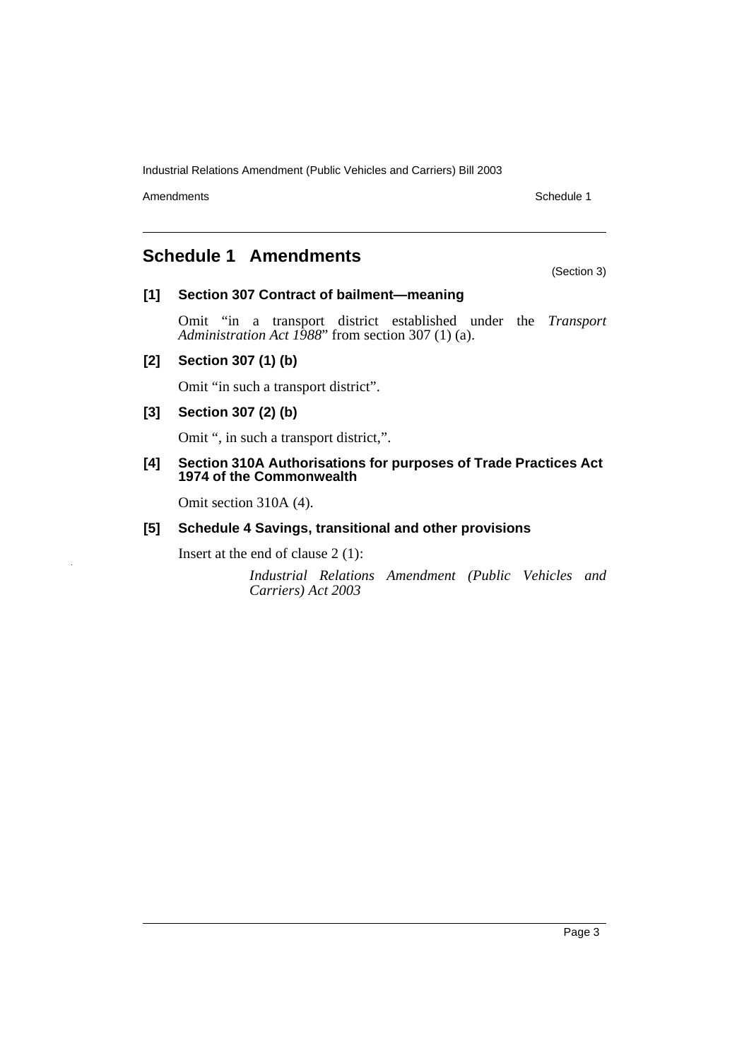# Schedule 1 Amendments

(Section 3)

**[1] Section 307 Contract of bailment—meaning**

Omit "in a transport district established under the *Transport Administration Act 1988*" from section 307 (1) (a).

**[2] Section 307 (1) (b)**

Omit "in such a transport district".

**[3] Section 307 (2) (b)**

Omit ", in such a transport district,".

**[4] Section 310A Authorisations for purposes of Trade Practices Act 1974 of the Commonwealth**

Omit section 310A (4).

**[5] Schedule 4 Savings, transitional and other provisions**

Insert at the end of clause 2 (1):

> *Industrial Relations Amendment (Public Vehicles and Carriers) Act 2003*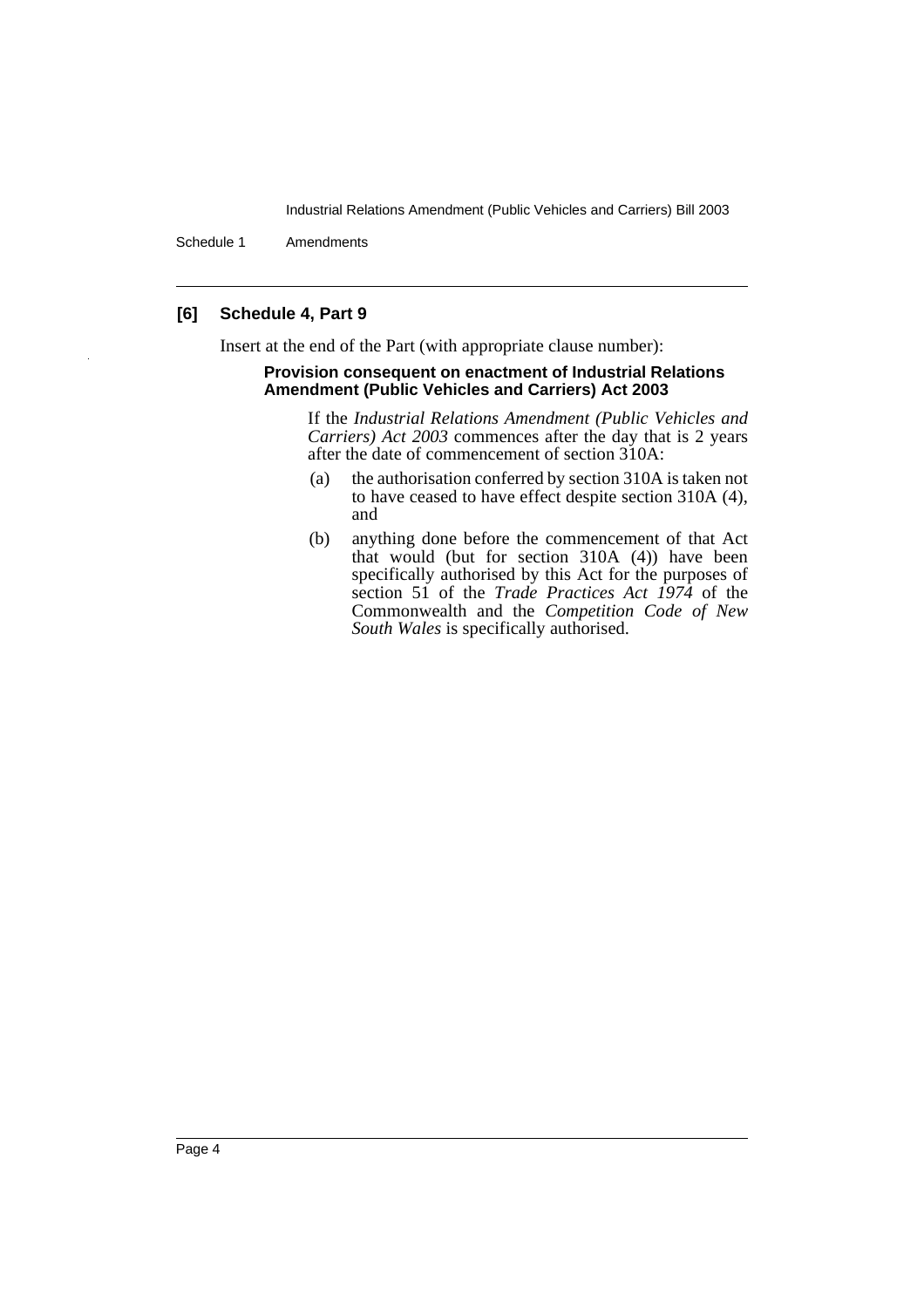### [6] Schedule 4, Part 9

Insert at the end of the Part (with appropriate clause number):

**Provision consequent on enactment of Industrial Relations Amendment (Public Vehicles and Carriers) Act 2003**

If the *Industrial Relations Amendment (Public Vehicles and Carriers) Act 2003* commences after the day that is 2 years after the date of commencement of section 310A:

(a) the authorisation conferred by section 310A is taken not to have ceased to have effect despite section 310A (4), and

(b) anything done before the commencement of that Act that would (but for section 310A (4)) have been specifically authorised by this Act for the purposes of section 51 of the *Trade Practices Act 1974* of the Commonwealth and the *Competition Code of New South Wales* is specifically authorised.